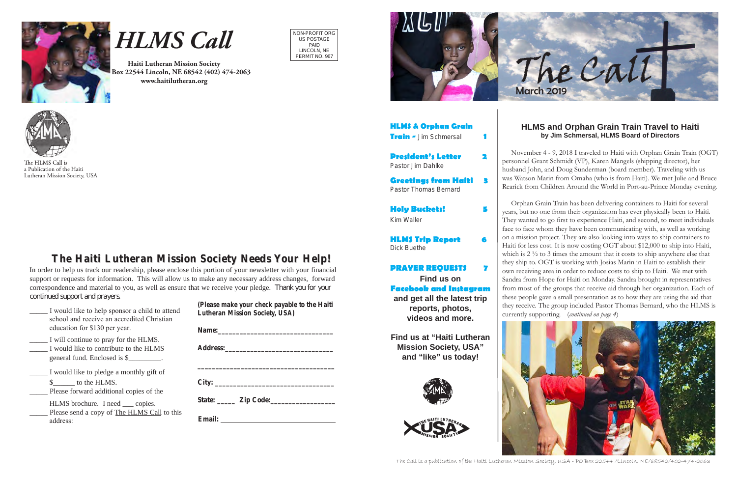# HLMS Call

**Haiti Lutheran Mission Society**
**Box 22544 Lincoln, NE 68542 (402) 474-2063**
**www.haitilutheran.org**

NON-PROFIT ORG
US POSTAGE
PAID
LINCOLN, NE
PERMIT NO. 967

The HLMS Call is a Publication of the Haiti Lutheran Mission Society, USA

## The Haiti Lutheran Mission Society Needs Your Help!

In order to help us track our readership, please enclose this portion of your newsletter with your financial support or requests for information. This will allow us to make any necessary address changes, forward correspondence and material to you, as well as ensure that we receive your pledge. Thank you for your continued support and prayers.

_____ I would like to help sponsor a child to attend school and receive an accredited Christian education for $130 per year.

_____ I will continue to pray for the HLMS.

_____ I would like to contribute to the HLMS general fund. Enclosed is $_________.

_____ I would like to pledge a monthly gift of $______ to the HLMS.

_____ Please forward additional copies of the HLMS brochure. I need ___ copies.

_____ Please send a copy of The HLMS Call to this address:

**(Please make your check payable to the Haiti Lutheran Mission Society, USA)**

**Name:**_______________________________

**Address:**_____________________________

_______________________________________

**City:** ________________________________

**State:** _____ **Zip Code:**________________

**Email:** ______________________________

# The Call

March 2019

**HLMS & Orphan Grain Train** - Jim Schmersal ..... 1

**President's Letter** ..... 2
Pastor Jim Dahlke

**Greetings from Haiti** ..... 3
Pastor Thomas Bernard

**Holy Buckets!** ..... 5
Kim Waller

**HLMS Trip Report** ..... 6
Dick Buethe

**PRAYER REQUESTS** ..... 7

**Find us on Facebook and Instagram and get all the latest trip reports, photos, videos and more.**

**Find us at "Haiti Lutheran Mission Society, USA" and "like" us today!**

## HLMS and Orphan Grain Train Travel to Haiti

**by Jim Schmersal, HLMS Board of Directors**

November 4 - 9, 2018 I traveled to Haiti with Orphan Grain Train (OGT) personnel Grant Schmidt (VP), Karen Mangels (shipping director), her husband John, and Doug Sunderman (board member). Traveling with us was Watson Marin from Omaha (who is from Haiti). We met Julie and Bruce Rearick from Children Around the World in Port-au-Prince Monday evening.

Orphan Grain Train has been delivering containers to Haiti for several years, but no one from their organization has ever physically been to Haiti. They wanted to go first to experience Haiti, and second, to meet individuals face to face whom they have been communicating with, as well as working on a mission project. They are also looking into ways to ship containers to Haiti for less cost. It is now costing OGT about $12,000 to ship into Haiti, which is 2 ½ to 3 times the amount that it costs to ship anywhere else that they ship to. OGT is working with Josias Marin in Haiti to establish their own receiving area in order to reduce costs to ship to Haiti. We met with Sandra from Hope for Haiti on Monday. Sandra brought in representatives from most of the groups that receive aid through her organization. Each of these people gave a small presentation as to how they are using the aid that they receive. The group included Pastor Thomas Bernard, who the HLMS is currently supporting. (*continued on page 4*)

The Call is a publication of the Haiti Lutheran Mission Society, USA - PO Box 22544 /Lincoln, NE/68542/402-474-2063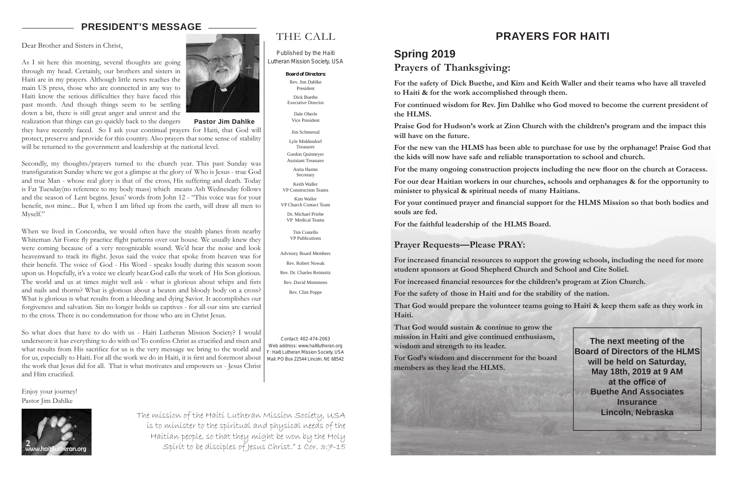## PRESIDENT'S MESSAGE

Dear Brother and Sisters in Christ,

As I sit here this morning, several thoughts are going through my head. Certainly, our brothers and sisters in Haiti are in my prayers. Although little news reaches the main US press, those who are connected in any way to Haiti know the serious difficulties they have faced this past month. And though things seem to be settling down a bit, there is still great anger and unrest and the realization that things can go quickly back to the dangers they have recently faced. So I ask your continual prayers for Haiti, that God will protect, preserve and provide for this country. Also prayers that some sense of stability will be returned to the government and leadership at the national level.

**Pastor Jim Dahlke**

Secondly, my thoughts/prayers turned to the church year. This past Sunday was transfiguration Sunday where we got a glimpse at the glory of Who is Jesus - true God and true Man - whose real glory is that of the cross, His suffering and death. Today is Fat Tuesday(no reference to my body mass) which means Ash Wednesday follows and the season of Lent begins. Jesus' words from John 12 - "This voice was for your benefit, not mine... But I, when I am lifted up from the earth, will draw all men to Myself."

When we lived in Concordia, we would often have the stealth planes from nearby Whiteman Air Force fly practice flight patterns over our house. We usually knew they were coming because of a very recognizable sound. We'd hear the noise and look heavenward to track its flight. Jesus said the voice that spoke from heaven was for their benefit. The voice of God - His Word - speaks loudly during this season soon upon us. Hopefully, it's a voice we clearly hear.God calls the work of His Son glorious. The world and us at times might well ask - what is glorious about whips and fists and nails and thorns? What is glorious about a beaten and bloody body on a cross? What is glorious is what results from a bleeding and dying Savior. It accomplishes our forgiveness and salvation. Sin no longer holds us captives - for all our sins are carried to the cross. There is no condemnation for those who are in Christ Jesus.

So what does that have to do with us - Haiti Lutheran Mission Society? I would underscore it has everything to do with us! To confess Christ as crucified and risen and what results from His sacrifice for us is the very message we bring to the world and for us, especially to Haiti. For all the work we do in Haiti, it is first and foremost about the work that Jesus did for all. That is what motivates and empowers us - Jesus Christ and Him crucified.

Enjoy your journey!
Pastor Jim Dahlke

www.haitilutheran.org

The mission of the Haiti Lutheran Mission Society, USA is to minister to the spiritual and physical needs of the Haitian people, so that they might be won by the Holy Spirit to be disciples of Jesus Christ." 1 Cor. 3:7-15

## THE CALL

Published by the Haiti Lutheran Mission Society, USA

**Board of Directors:**

Rev. Jim Dahlke
President

Dick Buethe
Executive Director

Dale Oberle
Vice President

Jim Schmersal

Lyle Middendorf
Treasurer

Gordon Quitmeyer
Assistant Treasurer

Anita Harms
Secretary

Keith Waller
VP Construction Teams

Kim Waller
VP Church Contact Team

Dr. Michael Priebe
VP Medical Teams

Tim Costello
VP Publications

Advisory Board Members

Rev. Robert Nowak

Rev. Dr. Charles Reimnitz

Rev. David Mommens

Rev. Clint Poppe

Contact: 402-474-2063
Web address: www.haitilutheran.org
F: Haiti Lutheran Mission Society, USA
Mail: PO Box 22544 Lincoln, NE 68542

## PRAYERS FOR HAITI

### Spring 2019

### Prayers of Thanksgiving:

**For the safety of Dick Buethe, and Kim and Keith Waller and their teams who have all traveled to Haiti & for the work accomplished through them.**

**For continued wisdom for Rev. Jim Dahlke who God moved to become the current president of the HLMS.**

**Praise God for Hudson's work at Zion Church with the children's program and the impact this will have on the future.**

**For the new van the HLMS has been able to purchase for use by the orphanage! Praise God that the kids will now have safe and reliable transportation to school and church.**

**For the many ongoing construction projects including the new floor on the church at Coracess.**

**For our dear Haitian workers in our churches, schools and orphanages & for the opportunity to minister to physical & spiritual needs of many Haitians.**

**For your continued prayer and financial support for the HLMS Mission so that both bodies and souls are fed.**

**For the faithful leadership of the HLMS Board.**

### Prayer Requests—Please PRAY:

**For increased financial resources to support the growing schools, including the need for more student sponsors at Good Shepherd Church and School and Cite Soliel.**

**For increased financial resources for the children's program at Zion Church.**

**For the safety of those in Haiti and for the stability of the nation.**

**That God would prepare the volunteer teams going to Haiti & keep them safe as they work in Haiti.**

**That God would sustain & continue to grow the mission in Haiti and give continued enthusiasm, wisdom and strength to its leader.**

**For God's wisdom and discernment for the board members as they lead the HLMS.**

**The next meeting of the Board of Directors of the HLMS will be held on Saturday, May 18th, 2019 at 9 AM at the office of Buethe And Associates Insurance Lincoln, Nebraska**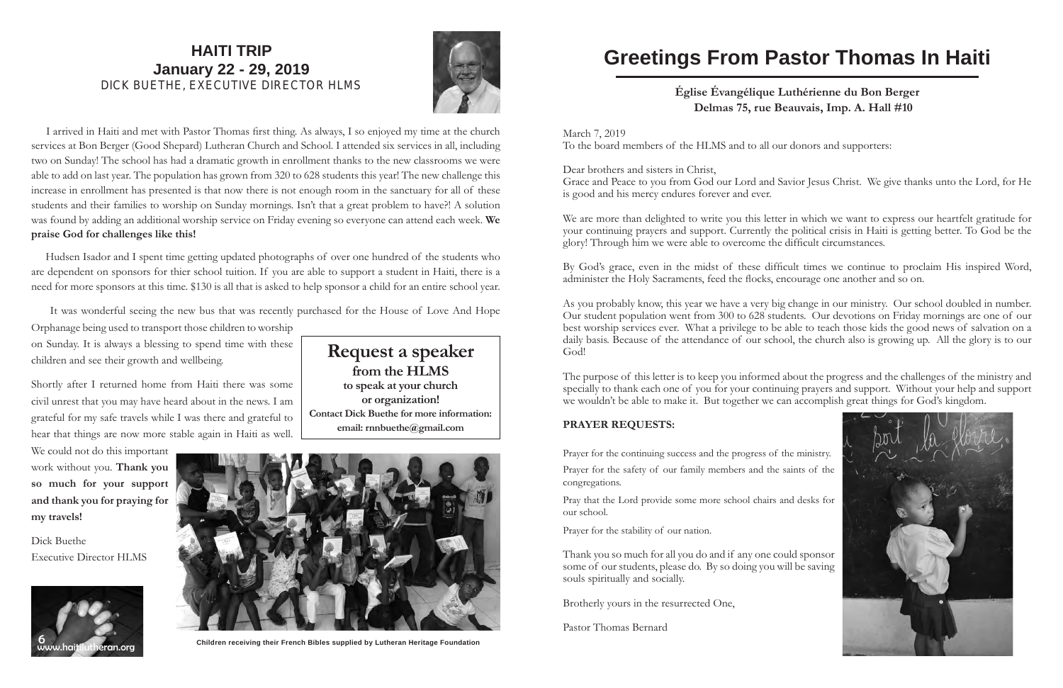# HAITI TRIP

## January 22 - 29, 2019

DICK BUETHE, EXECUTIVE DIRECTOR HLMS

I arrived in Haiti and met with Pastor Thomas first thing. As always, I so enjoyed my time at the church services at Bon Berger (Good Shepard) Lutheran Church and School. I attended six services in all, including two on Sunday! The school has had a dramatic growth in enrollment thanks to the new classrooms we were able to add on last year. The population has grown from 320 to 628 students this year! The new challenge this increase in enrollment has presented is that now there is not enough room in the sanctuary for all of these students and their families to worship on Sunday mornings. Isn't that a great problem to have?! A solution was found by adding an additional worship service on Friday evening so everyone can attend each week. **We praise God for challenges like this!**

Hudsen Isador and I spent time getting updated photographs of over one hundred of the students who are dependent on sponsors for thier school tuition. If you are able to support a student in Haiti, there is a need for more sponsors at this time. $130 is all that is asked to help sponsor a child for an entire school year.

It was wonderful seeing the new bus that was recently purchased for the House of Love And Hope Orphanage being used to transport those children to worship on Sunday. It is always a blessing to spend time with these children and see their growth and wellbeing.

Shortly after I returned home from Haiti there was some civil unrest that you may have heard about in the news. I am grateful for my safe travels while I was there and grateful to hear that things are now more stable again in Haiti as well.

We could not do this important work without you. **Thank you so much for your support and thank you for praying for my travels!**

Dick Buethe
Executive Director HLMS

**Request a speaker**
**from the HLMS**
**to speak at your church or organization!**
**Contact Dick Buethe for more information: email: rnnbuethe@gmail.com**

Children receiving their French Bibles supplied by Lutheran Heritage Foundation

www.haitilutheran.org

# Greetings From Pastor Thomas In Haiti

**Église Évangélique Luthérienne du Bon Berger**
**Delmas 75, rue Beauvais, Imp. A. Hall #10**

March 7, 2019
To the board members of the HLMS and to all our donors and supporters:

Dear brothers and sisters in Christ,
Grace and Peace to you from God our Lord and Savior Jesus Christ. We give thanks unto the Lord, for He is good and his mercy endures forever and ever.

We are more than delighted to write you this letter in which we want to express our heartfelt gratitude for your continuing prayers and support. Currently the political crisis in Haiti is getting better. To God be the glory! Through him we were able to overcome the difficult circumstances.

By God's grace, even in the midst of these difficult times we continue to proclaim His inspired Word, administer the Holy Sacraments, feed the flocks, encourage one another and so on.

As you probably know, this year we have a very big change in our ministry. Our school doubled in number. Our student population went from 300 to 628 students. Our devotions on Friday mornings are one of our best worship services ever. What a privilege to be able to teach those kids the good news of salvation on a daily basis. Because of the attendance of our school, the church also is growing up. All the glory is to our God!

The purpose of this letter is to keep you informed about the progress and the challenges of the ministry and specially to thank each one of you for your continuing prayers and support. Without your help and support we wouldn't be able to make it. But together we can accomplish great things for God's kingdom.

**PRAYER REQUESTS:**

Prayer for the continuing success and the progress of the ministry.

Prayer for the safety of our family members and the saints of the congregations.

Pray that the Lord provide some more school chairs and desks for our school.

Prayer for the stability of our nation.

Thank you so much for all you do and if any one could sponsor some of our students, please do. By so doing you will be saving souls spiritually and socially.

Brotherly yours in the resurrected One,

Pastor Thomas Bernard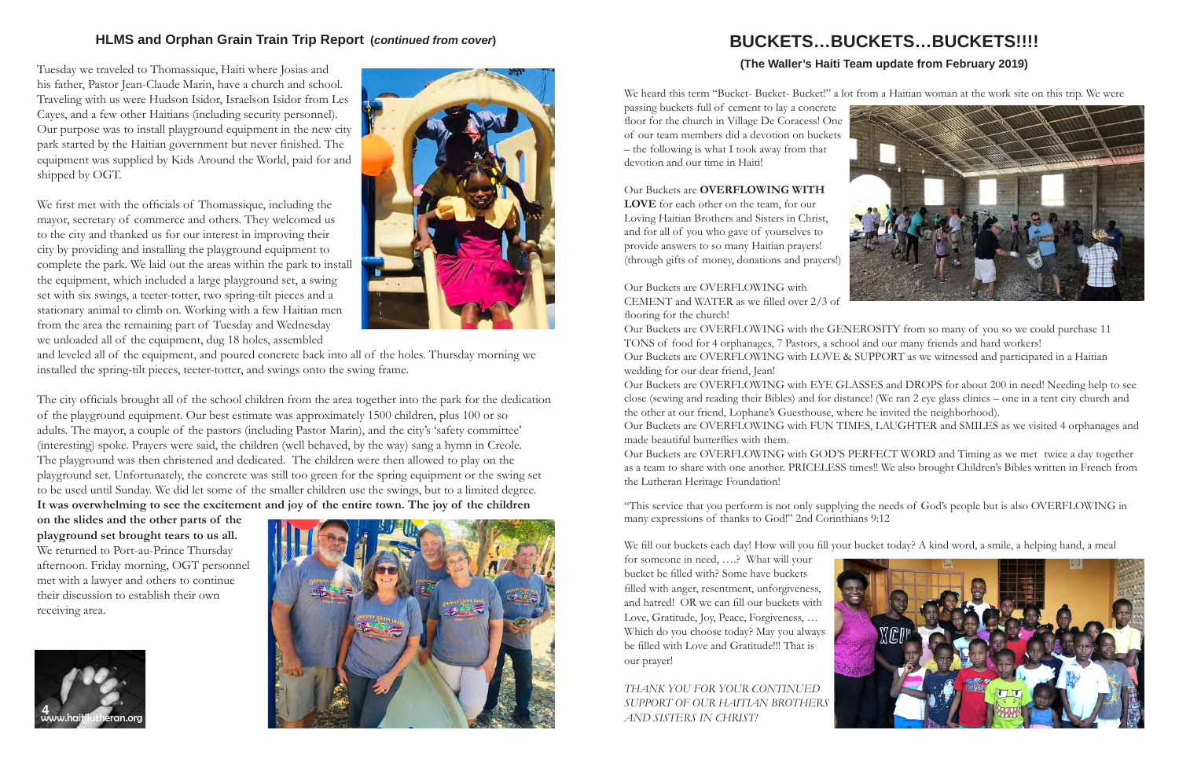## HLMS and Orphan Grain Train Trip Report (*continued from cover*)

Tuesday we traveled to Thomassique, Haiti where Josias and his father, Pastor Jean-Claude Marin, have a church and school. Traveling with us were Hudson Isidor, Israelson Isidor from Les Cayes, and a few other Haitians (including security personnel). Our purpose was to install playground equipment in the new city park started by the Haitian government but never finished. The equipment was supplied by Kids Around the World, paid for and shipped by OGT.

We first met with the officials of Thomassique, including the mayor, secretary of commerce and others. They welcomed us to the city and thanked us for our interest in improving their city by providing and installing the playground equipment to complete the park. We laid out the areas within the park to install the equipment, which included a large playground set, a swing set with six swings, a teeter-totter, two spring-tilt pieces and a stationary animal to climb on. Working with a few Haitian men from the area the remaining part of Tuesday and Wednesday we unloaded all of the equipment, dug 18 holes, assembled and leveled all of the equipment, and poured concrete back into all of the holes. Thursday morning we installed the spring-tilt pieces, teeter-totter, and swings onto the swing frame.

The city officials brought all of the school children from the area together into the park for the dedication of the playground equipment. Our best estimate was approximately 1500 children, plus 100 or so adults. The mayor, a couple of the pastors (including Pastor Marin), and the city's 'safety committee' (interesting) spoke. Prayers were said, the children (well behaved, by the way) sang a hymn in Creole. The playground was then christened and dedicated. The children were then allowed to play on the playground set. Unfortunately, the concrete was still too green for the spring equipment or the swing set to be used until Sunday. We did let some of the smaller children use the swings, but to a limited degree. **It was overwhelming to see the excitement and joy of the entire town. The joy of the children on the slides and the other parts of the playground set brought tears to us all.** We returned to Port-au-Prince Thursday afternoon. Friday morning, OGT personnel met with a lawyer and others to continue their discussion to establish their own receiving area.

www.haitilutheran.org

# BUCKETS…BUCKETS…BUCKETS!!!!

### (The Waller's Haiti Team update from February 2019)

We heard this term "Bucket- Bucket- Bucket!" a lot from a Haitian woman at the work site on this trip. We were passing buckets full of cement to lay a concrete floor for the church in Village De Coracess! One of our team members did a devotion on buckets – the following is what I took away from that devotion and our time in Haiti!

Our Buckets are **OVERFLOWING WITH LOVE** for each other on the team, for our Loving Haitian Brothers and Sisters in Christ, and for all of you who gave of yourselves to provide answers to so many Haitian prayers! (through gifts of money, donations and prayers!)

Our Buckets are OVERFLOWING with CEMENT and WATER as we filled over 2/3 of flooring for the church!

Our Buckets are OVERFLOWING with the GENEROSITY from so many of you so we could purchase 11 TONS of food for 4 orphanages, 7 Pastors, a school and our many friends and hard workers!

Our Buckets are OVERFLOWING with LOVE & SUPPORT as we witnessed and participated in a Haitian wedding for our dear friend, Jean!

Our Buckets are OVERFLOWING with EYE GLASSES and DROPS for about 200 in need! Needing help to see close (sewing and reading their Bibles) and for distance! (We ran 2 eye glass clinics – one in a tent city church and the other at our friend, Lophane's Guesthouse, where he invited the neighborhood).

Our Buckets are OVERFLOWING with FUN TIMES, LAUGHTER and SMILES as we visited 4 orphanages and made beautiful butterflies with them.

Our Buckets are OVERFLOWING with GOD'S PERFECT WORD and Timing as we met twice a day together as a team to share with one another. PRICELESS times!! We also brought Children's Bibles written in French from the Lutheran Heritage Foundation!

"This service that you perform is not only supplying the needs of God's people but is also OVERFLOWING in many expressions of thanks to God!" 2nd Corinthians 9:12

We fill our buckets each day! How will you fill your bucket today? A kind word, a smile, a helping hand, a meal for someone in need, ….? What will your bucket be filled with? Some have buckets filled with anger, resentment, unforgiveness, and hatred! OR we can fill our buckets with Love, Gratitude, Joy, Peace, Forgiveness, … Which do you choose today? May you always be filled with Love and Gratitude!!! That is our prayer!

*THANK YOU FOR YOUR CONTINUED SUPPORT OF OUR HAITIAN BROTHERS AND SISTERS IN CHRIST!*